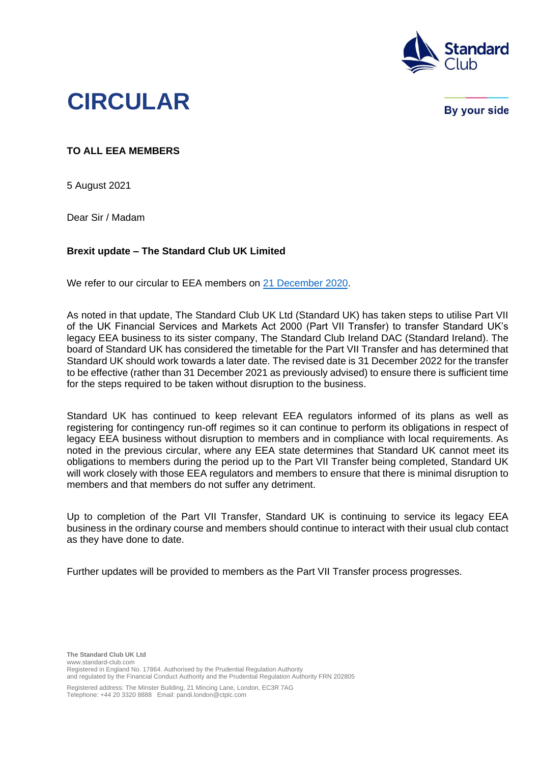Standard Club

# CIRCULAR

By your side

**TO ALL EEA MEMBERS**

5 August 2021

Dear Sir / Madam

**Brexit update – The Standard Club UK Limited**

We refer to our circular to EEA members on 21 December 2020.

As noted in that update, The Standard Club UK Ltd (Standard UK) has taken steps to utilise Part VII of the UK Financial Services and Markets Act 2000 (Part VII Transfer) to transfer Standard UK's legacy EEA business to its sister company, The Standard Club Ireland DAC (Standard Ireland). The board of Standard UK has considered the timetable for the Part VII Transfer and has determined that Standard UK should work towards a later date. The revised date is 31 December 2022 for the transfer to be effective (rather than 31 December 2021 as previously advised) to ensure there is sufficient time for the steps required to be taken without disruption to the business.

Standard UK has continued to keep relevant EEA regulators informed of its plans as well as registering for contingency run-off regimes so it can continue to perform its obligations in respect of legacy EEA business without disruption to members and in compliance with local requirements. As noted in the previous circular, where any EEA state determines that Standard UK cannot meet its obligations to members during the period up to the Part VII Transfer being completed, Standard UK will work closely with those EEA regulators and members to ensure that there is minimal disruption to members and that members do not suffer any detriment.

Up to completion of the Part VII Transfer, Standard UK is continuing to service its legacy EEA business in the ordinary course and members should continue to interact with their usual club contact as they have done to date.

Further updates will be provided to members as the Part VII Transfer process progresses.

**The Standard Club UK Ltd**
www.standard-club.com
Registered in England No. 17864. Authorised by the Prudential Regulation Authority
and regulated by the Financial Conduct Authority and the Prudential Regulation Authority FRN 202805

Registered address: The Minster Building, 21 Mincing Lane, London, EC3R 7AG
Telephone: +44 20 3320 8888 Email: pandi.london@ctplc.com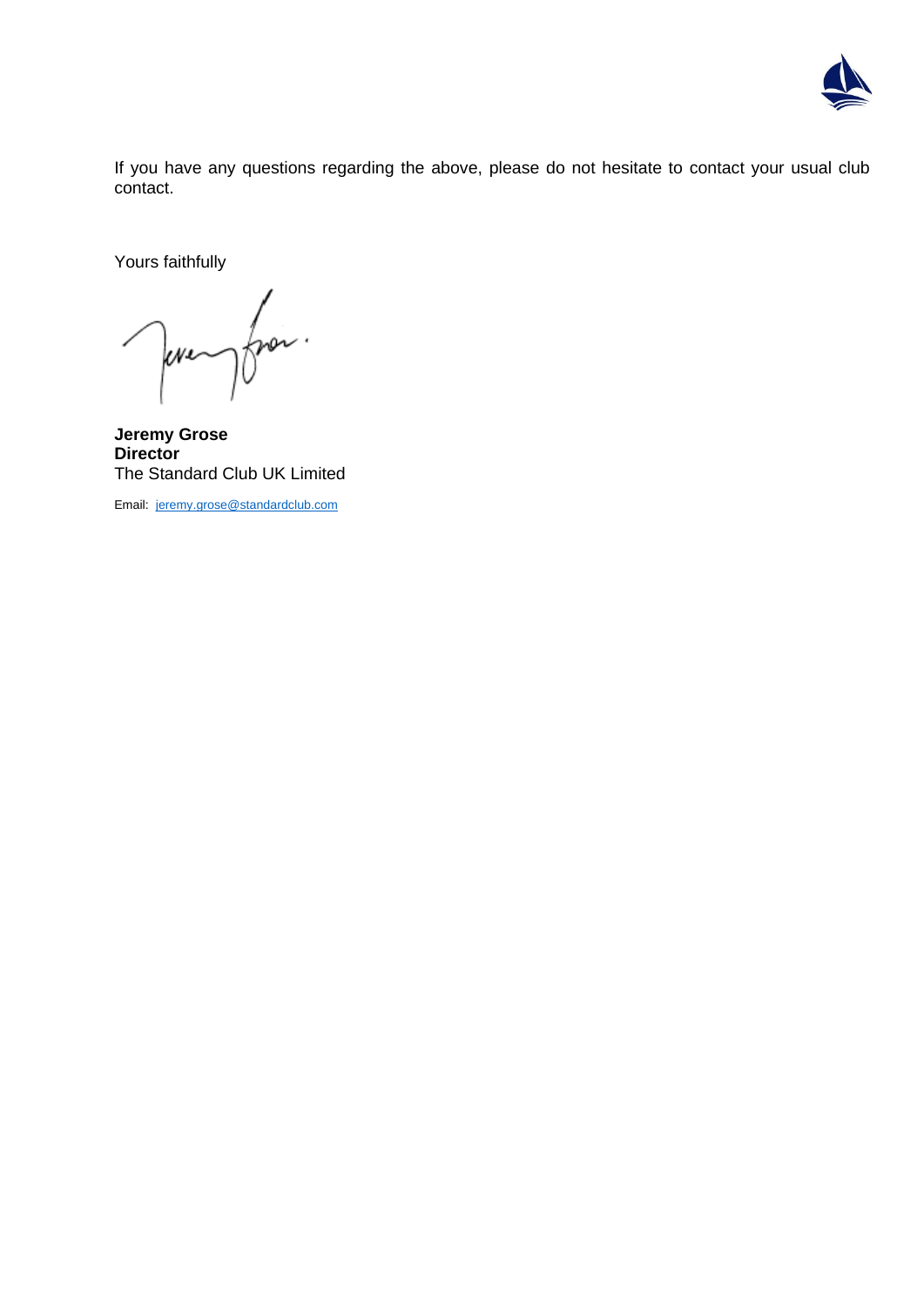If you have any questions regarding the above, please do not hesitate to contact your usual club contact.

Yours faithfully

**Jeremy Grose**
**Director**
The Standard Club UK Limited

Email: jeremy.grose@standardclub.com